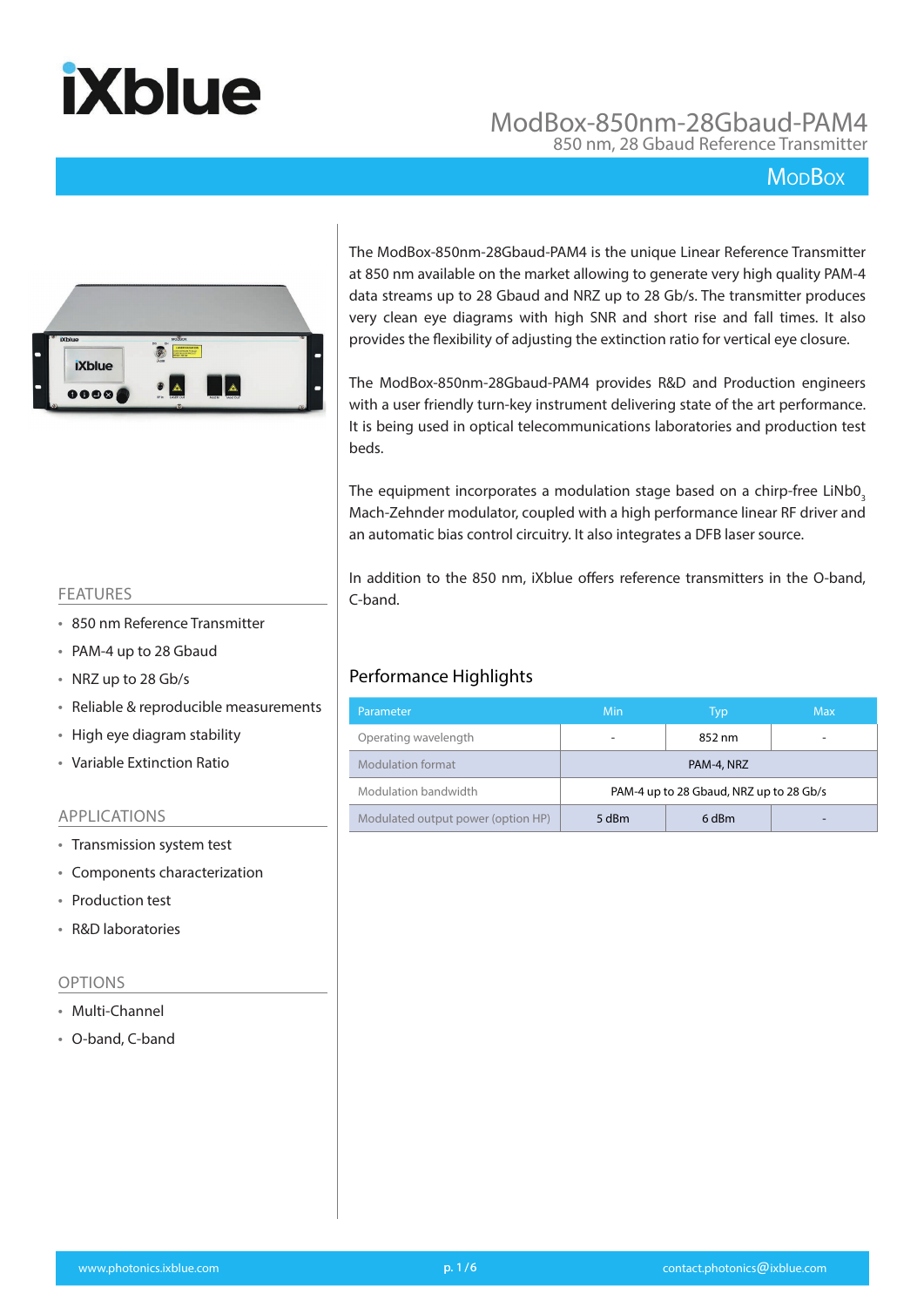# ModBox-850nm-28Gbaud-PAM4

850 nm, 28 Gbaud Reference Transmitter

ModBox

The ModBox-850nm-28Gbaud-PAM4 is the unique Linear Reference Transmitter at 850 nm available on the market allowing to generate very high quality PAM-4 data streams up to 28 Gbaud and NRZ up to 28 Gb/s. The transmitter produces very clean eye diagrams with high SNR and short rise and fall times. It also provides the flexibility of adjusting the extinction ratio for vertical eye closure.

The ModBox-850nm-28Gbaud-PAM4 provides R&D and Production engineers with a user friendly turn-key instrument delivering state of the art performance. It is being used in optical telecommunications laboratories and production test beds.

The equipment incorporates a modulation stage based on a chirp-free $LiNb0_3$ Mach-Zehnder modulator, coupled with a high performance linear RF driver and an automatic bias control circuitry. It also integrates a DFB laser source.

In addition to the 850 nm, iXblue offers reference transmitters in the O-band, C-band.

## FEATURES

- 850 nm Reference Transmitter
- PAM-4 up to 28 Gbaud
- NRZ up to 28 Gb/s
- Reliable & reproducible measurements
- High eye diagram stability
- Variable Extinction Ratio

## APPLICATIONS

- Transmission system test
- Components characterization
- Production test
- R&D laboratories

## OPTIONS

- Multi-Channel
- O-band, C-band

## Performance Highlights

| Parameter | Min | Typ | Max |
| --- | --- | --- | --- |
| Operating wavelength | - | 852 nm | - |
| Modulation format | PAM-4, NRZ | | |
| Modulation bandwidth | PAM-4 up to 28 Gbaud, NRZ up to 28 Gb/s | | |
| Modulated output power (option HP) | 5 dBm | 6 dBm | - |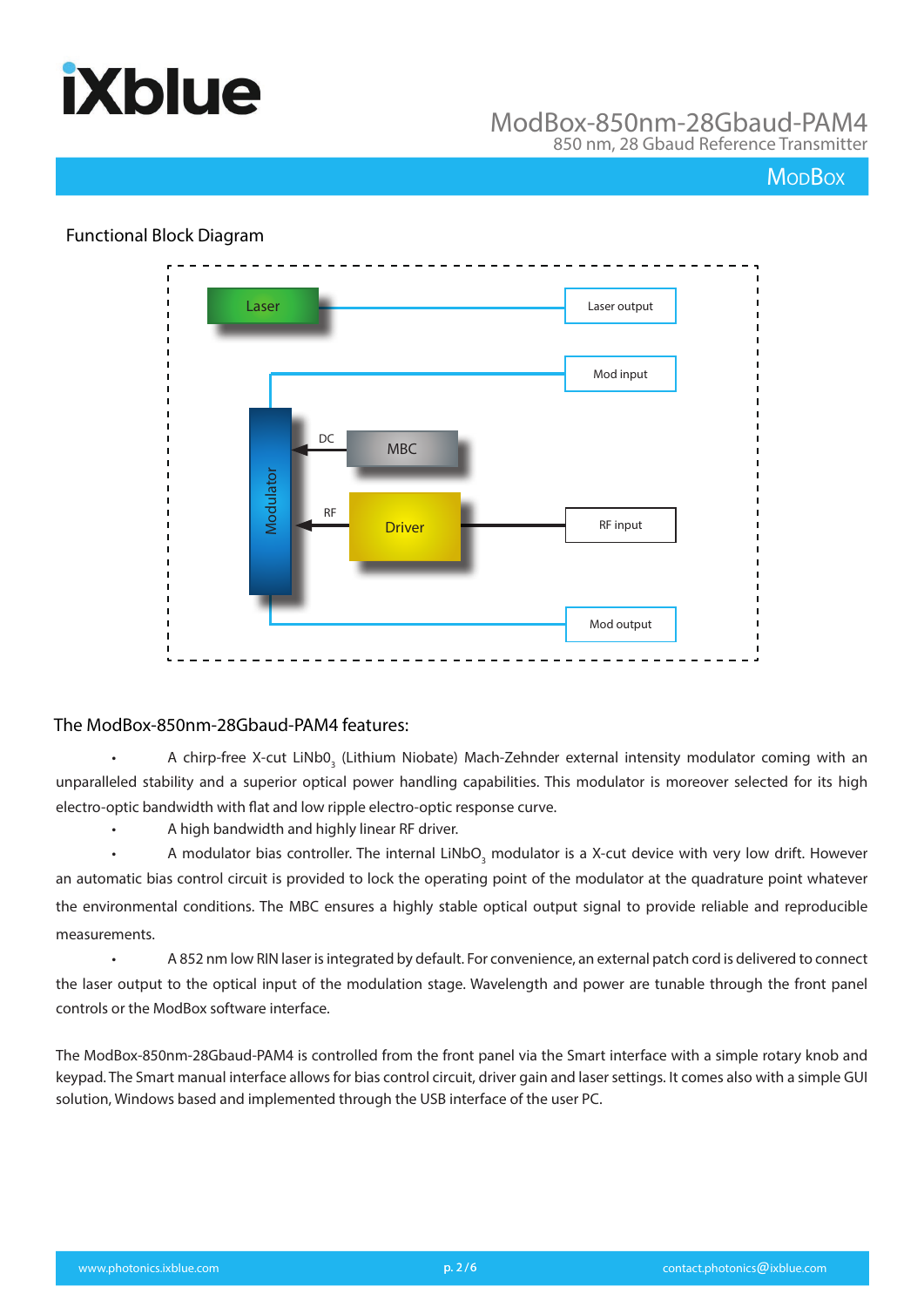## Functional Block Diagram

Laser — Laser output

Mod input

DC — MBC

Modulator

RF — Driver — RF input

Mod output

## The ModBox-850nm-28Gbaud-PAM4 features:

- A chirp-free X-cut $LiNb0_3$ (Lithium Niobate) Mach-Zehnder external intensity modulator coming with an unparalleled stability and a superior optical power handling capabilities. This modulator is moreover selected for its high electro-optic bandwidth with flat and low ripple electro-optic response curve.
- A high bandwidth and highly linear RF driver.
- A modulator bias controller. The internal $LiNbO_3$ modulator is a X-cut device with very low drift. However an automatic bias control circuit is provided to lock the operating point of the modulator at the quadrature point whatever the environmental conditions. The MBC ensures a highly stable optical output signal to provide reliable and reproducible measurements.
- A 852 nm low RIN laser is integrated by default. For convenience, an external patch cord is delivered to connect the laser output to the optical input of the modulation stage. Wavelength and power are tunable through the front panel controls or the ModBox software interface.

The ModBox-850nm-28Gbaud-PAM4 is controlled from the front panel via the Smart interface with a simple rotary knob and keypad. The Smart manual interface allows for bias control circuit, driver gain and laser settings. It comes also with a simple GUI solution, Windows based and implemented through the USB interface of the user PC.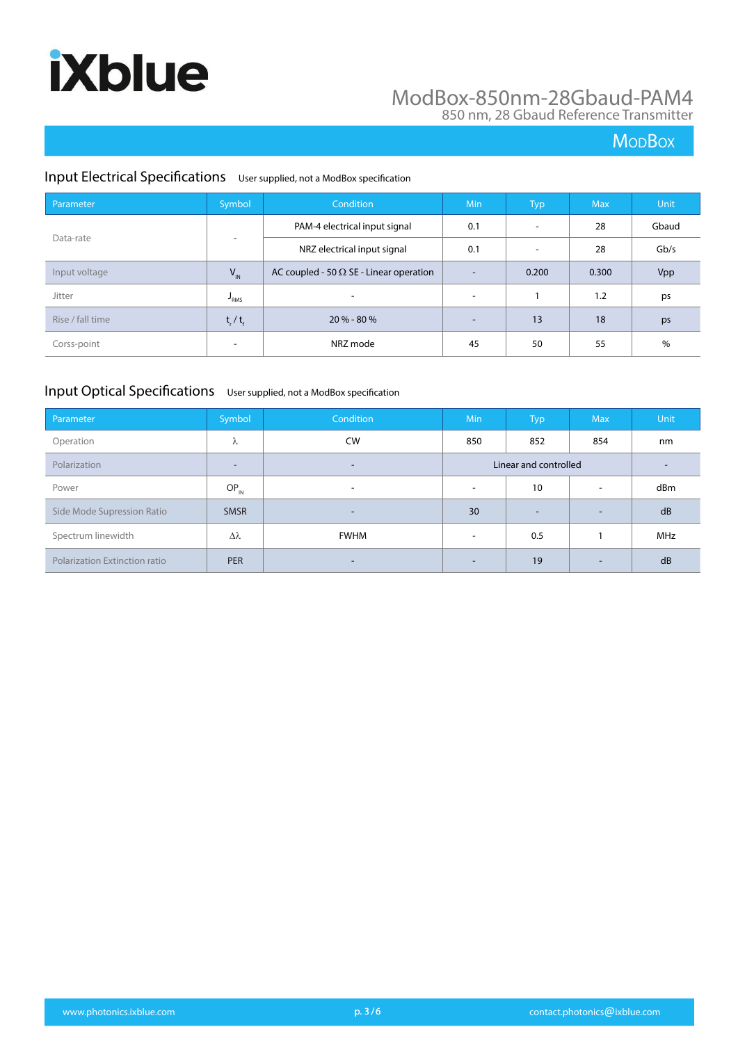## Input Electrical Specifications

User supplied, not a ModBox specification

| Parameter | Symbol | Condition | Min | Typ | Max | Unit |
|---|---|---|---|---|---|---|
| Data-rate | - | PAM-4 electrical input signal | 0.1 | - | 28 | Gbaud |
| | | NRZ electrical input signal | 0.1 | - | 28 | Gb/s |
| Input voltage | $V_{IN}$ | AC coupled - 50 Ω SE - Linear operation | - | 0.200 | 0.300 | Vpp |
| Jitter | $J_{RMS}$ | - | - | 1 | 1.2 | ps |
| Rise / fall time | $t_r$ / $t_f$ | 20 % - 80 % | - | 13 | 18 | ps |
| Corss-point | - | NRZ mode | 45 | 50 | 55 | % |

## Input Optical Specifications

User supplied, not a ModBox specification

| Parameter | Symbol | Condition | Min | Typ | Max | Unit |
|---|---|---|---|---|---|---|
| Operation | $\lambda$ | CW | 850 | 852 | 854 | nm |
| Polarization | - | - | Linear and controlled | | | - |
| Power | $OP_{IN}$ | - | - | 10 | - | dBm |
| Side Mode Supression Ratio | SMSR | - | 30 | - | - | dB |
| Spectrum linewidth | $\Delta\lambda$ | FWHM | - | 0.5 | 1 | MHz |
| Polarization Extinction ratio | PER | - | - | 19 | - | dB |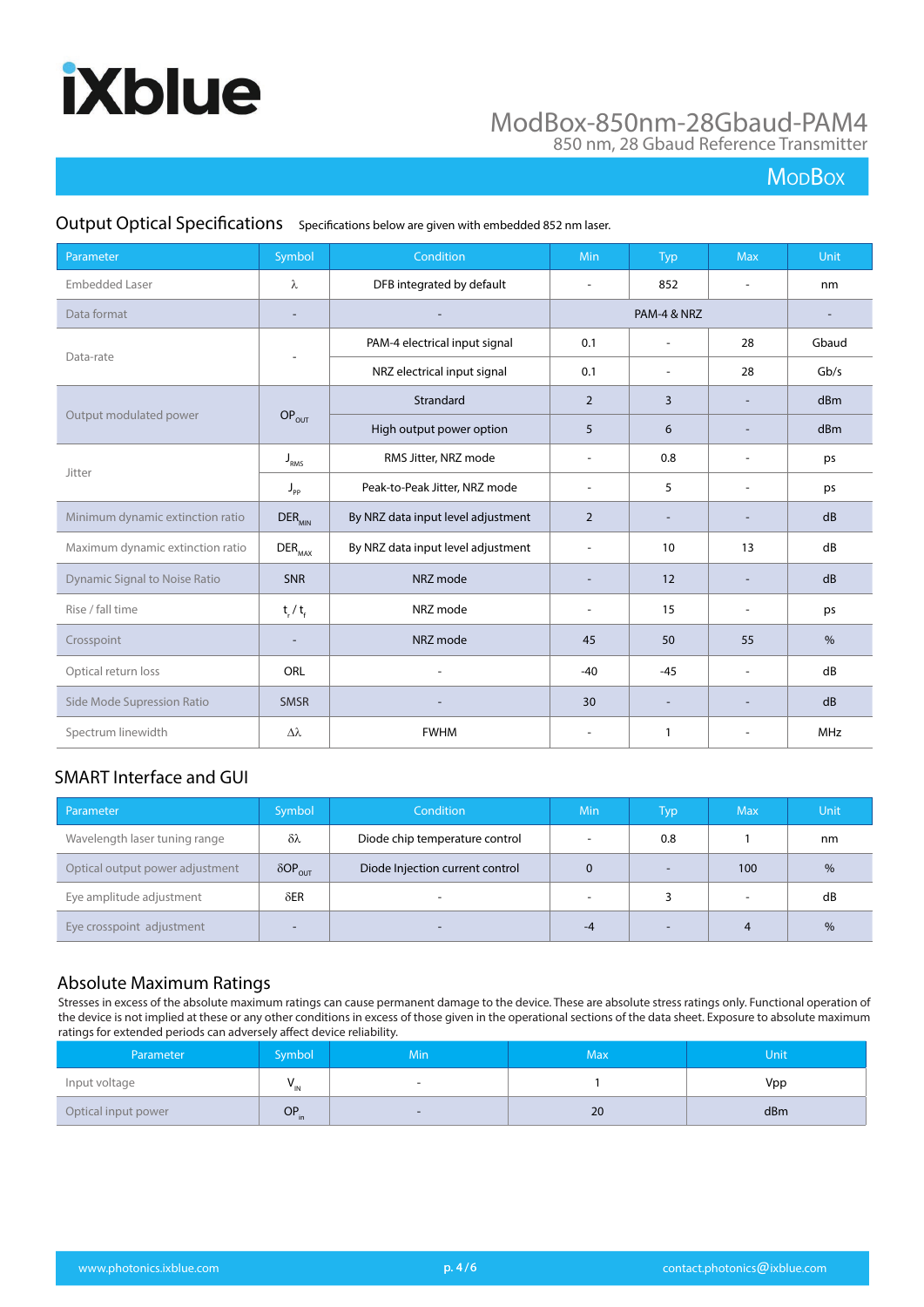## Output Optical Specifications

Specifications below are given with embedded 852 nm laser.

| Parameter | Symbol | Condition | Min | Typ | Max | Unit |
|---|---|---|---|---|---|---|
| Embedded Laser | λ | DFB integrated by default | - | 852 | - | nm |
| Data format | - | - | PAM-4 & NRZ | | | - |
| Data-rate | - | PAM-4 electrical input signal | 0.1 | - | 28 | Gbaud |
| | | NRZ electrical input signal | 0.1 | - | 28 | Gb/s |
| Output modulated power | $OP_{OUT}$ | Strandard | 2 | 3 | - | dBm |
| | | High output power option | 5 | 6 | - | dBm |
| Jitter | $J_{RMS}$ | RMS Jitter, NRZ mode | - | 0.8 | - | ps |
| | $J_{PP}$ | Peak-to-Peak Jitter, NRZ mode | - | 5 | - | ps |
| Minimum dynamic extinction ratio | $DER_{MIN}$ | By NRZ data input level adjustment | 2 | - | - | dB |
| Maximum dynamic extinction ratio | $DER_{MAX}$ | By NRZ data input level adjustment | - | 10 | 13 | dB |
| Dynamic Signal to Noise Ratio | SNR | NRZ mode | - | 12 | - | dB |
| Rise / fall time | $t_r$ / $t_f$ | NRZ mode | - | 15 | - | ps |
| Crosspoint | - | NRZ mode | 45 | 50 | 55 | % |
| Optical return loss | ORL | - | -40 | -45 | - | dB |
| Side Mode Supression Ratio | SMSR | - | 30 | - | - | dB |
| Spectrum linewidth | Δλ | FWHM | - | 1 | - | MHz |

## SMART Interface and GUI

| Parameter | Symbol | Condition | Min | Typ | Max | Unit |
|---|---|---|---|---|---|---|
| Wavelength laser tuning range | δλ | Diode chip temperature control | - | 0.8 | 1 | nm |
| Optical output power adjustment | $\delta OP_{OUT}$ | Diode Injection current control | 0 | - | 100 | % |
| Eye amplitude adjustment | δER | - | - | 3 | - | dB |
| Eye crosspoint adjustment | - | - | -4 | - | 4 | % |

## Absolute Maximum Ratings

Stresses in excess of the absolute maximum ratings can cause permanent damage to the device. These are absolute stress ratings only. Functional operation of the device is not implied at these or any other conditions in excess of those given in the operational sections of the data sheet. Exposure to absolute maximum ratings for extended periods can adversely affect device reliability.

| Parameter | Symbol | Min | Max | Unit |
|---|---|---|---|---|
| Input voltage | $V_{IN}$ | - | 1 | Vpp |
| Optical input power | $OP_{in}$ | - | 20 | dBm |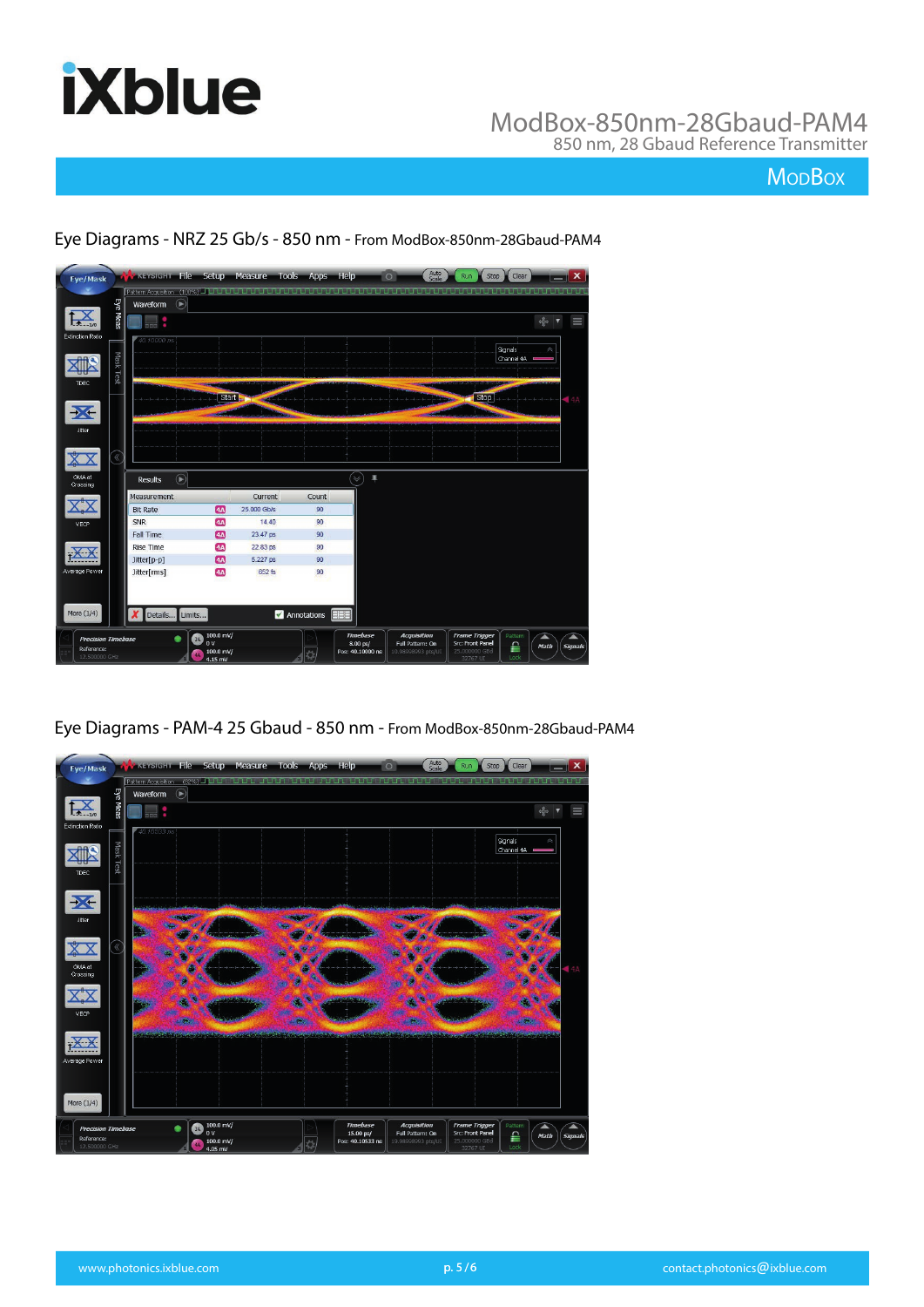## Eye Diagrams - NRZ 25 Gb/s - 850 nm - From ModBox-850nm-28Gbaud-PAM4

| Measurement | | Current | Count |
|---|---|---|---|
| Bit Rate | 4A | 25.000 Gb/s | 90 |
| SNR | 4A | 14.40 | 90 |
| Fall Time | 4A | 23.47 ps | 90 |
| Rise Time | 4A | 22.83 ps | 90 |
| Jitter[p-p] | 4A | 5.227 ps | 90 |
| Jitter[rms] | 4A | 652 fs | 90 |

## Eye Diagrams - PAM-4 25 Gbaud - 850 nm - From ModBox-850nm-28Gbaud-PAM4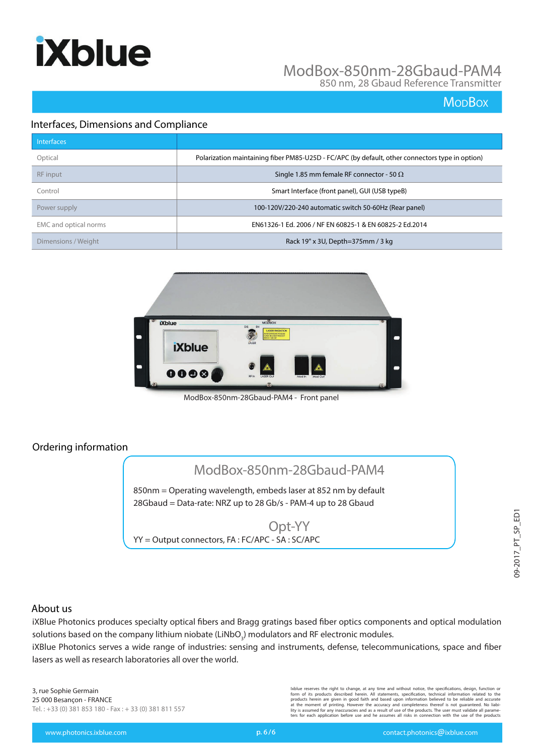## Interfaces, Dimensions and Compliance

| Interfaces | |
|---|---|
| Optical | Polarization maintaining fiber PM85-U25D - FC/APC (by default, other connectors type in option) |
| RF input | Single 1.85 mm female RF connector - 50 Ω |
| Control | Smart Interface (front panel), GUI (USB typeB) |
| Power supply | 100-120V/220-240 automatic switch 50-60Hz (Rear panel) |
| EMC and optical norms | EN61326-1 Ed. 2006 / NF EN 60825-1 & EN 60825-2 Ed.2014 |
| Dimensions / Weight | Rack 19" x 3U, Depth=375mm / 3 kg |

ModBox-850nm-28Gbaud-PAM4 - Front panel

## Ordering information

ModBox-850nm-28Gbaud-PAM4

850nm = Operating wavelength, embeds laser at 852 nm by default
28Gbaud = Data-rate: NRZ up to 28 Gb/s - PAM-4 up to 28 Gbaud

Opt-YY

YY = Output connectors, FA : FC/APC - SA : SC/APC

## About us

iXBlue Photonics produces specialty optical fibers and Bragg gratings based fiber optics components and optical modulation solutions based on the company lithium niobate ($LiNbO_3$) modulators and RF electronic modules.
iXBlue Photonics serves a wide range of industries: sensing and instruments, defense, telecommunications, space and fiber lasers as well as research laboratories all over the world.

3, rue Sophie Germain
25 000 Besançon - FRANCE
Tel. : +33 (0) 381 853 180 - Fax : + 33 (0) 381 811 557

Ixblue reserves the right to change, at any time and without notice, the specifications, design, function or form of its products described herein. All statements, specification, technical information related to the products herein are given in good faith and based upon information believed to be reliable and accurate at the moment of printing. However the accuracy and completeness thereof is not guaranteed. No liability is assumed for any inaccuracies and as a result of use of the products. The user must validate all parameters for each application before use and he assumes all risks in connection with the use of the products

www.photonics.ixblue.com

contact.photonics@ixblue.com

09-2017_PT_SP_ED1